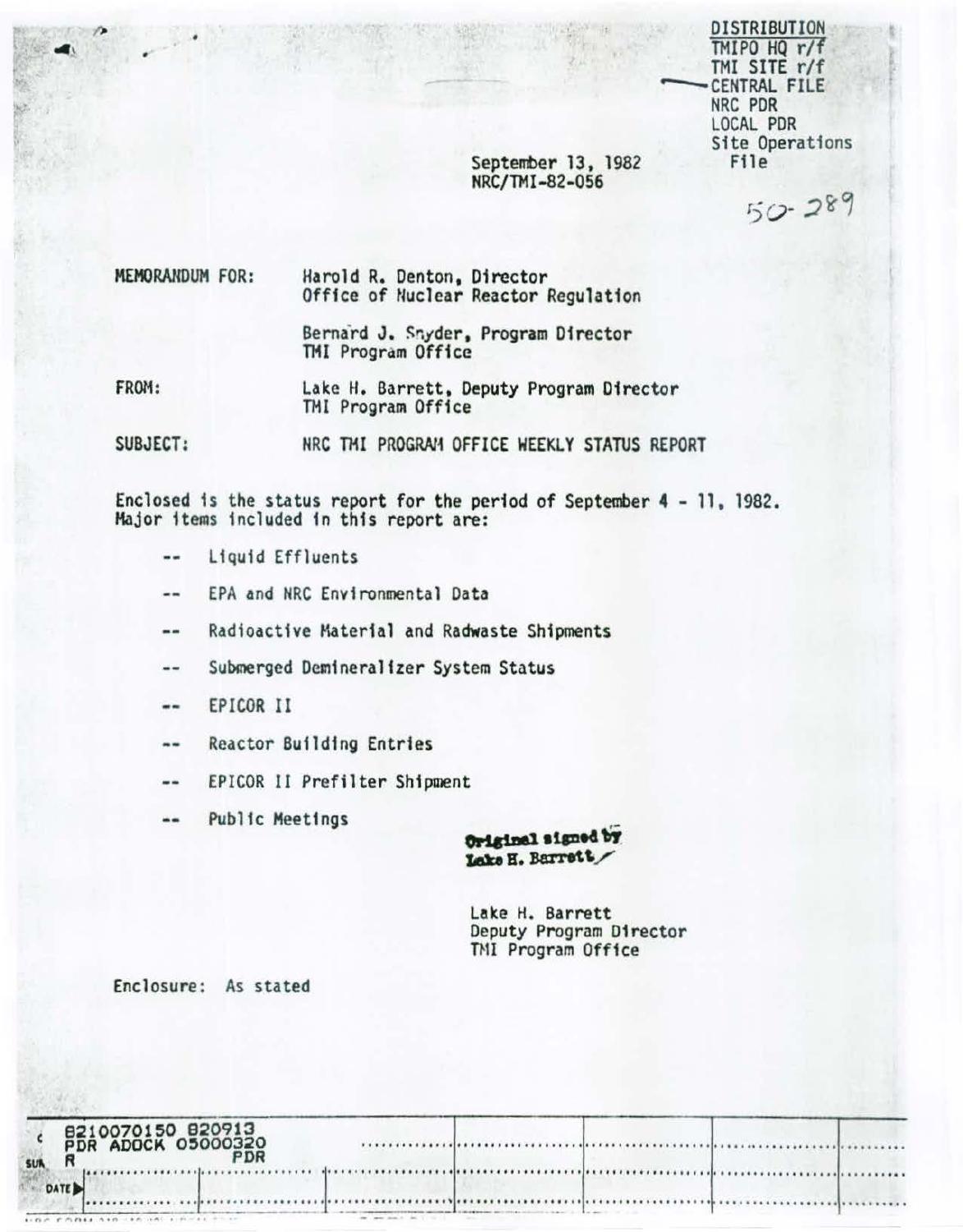DISTRIBUTION
TMIPO HQ r/f
TMI SITE r/f
CENTRAL FILE
NRC PDR
LOCAL PDR
Site Operations File

September 13, 1982
NRC/TMI-82-056

50-289

MEMORANDUM FOR: Harold R. Denton, Director
Office of Nuclear Reactor Regulation

Bernard J. Snyder, Program Director
TMI Program Office

FROM: Lake H. Barrett, Deputy Program Director
TMI Program Office

SUBJECT: NRC TMI PROGRAM OFFICE WEEKLY STATUS REPORT

Enclosed is the status report for the period of September 4 - 11, 1982. Major items included in this report are:

- Liquid Effluents
- EPA and NRC Environmental Data
- Radioactive Material and Radwaste Shipments
- Submerged Demineralizer System Status
- EPICOR II
- Reactor Building Entries
- EPICOR II Prefilter Shipment
- Public Meetings

**Original signed by Lake H. Barrett**

Lake H. Barrett
Deputy Program Director
TMI Program Office

Enclosure: As stated

8210070150 820913
PDR ADOCK 05000320
R PDR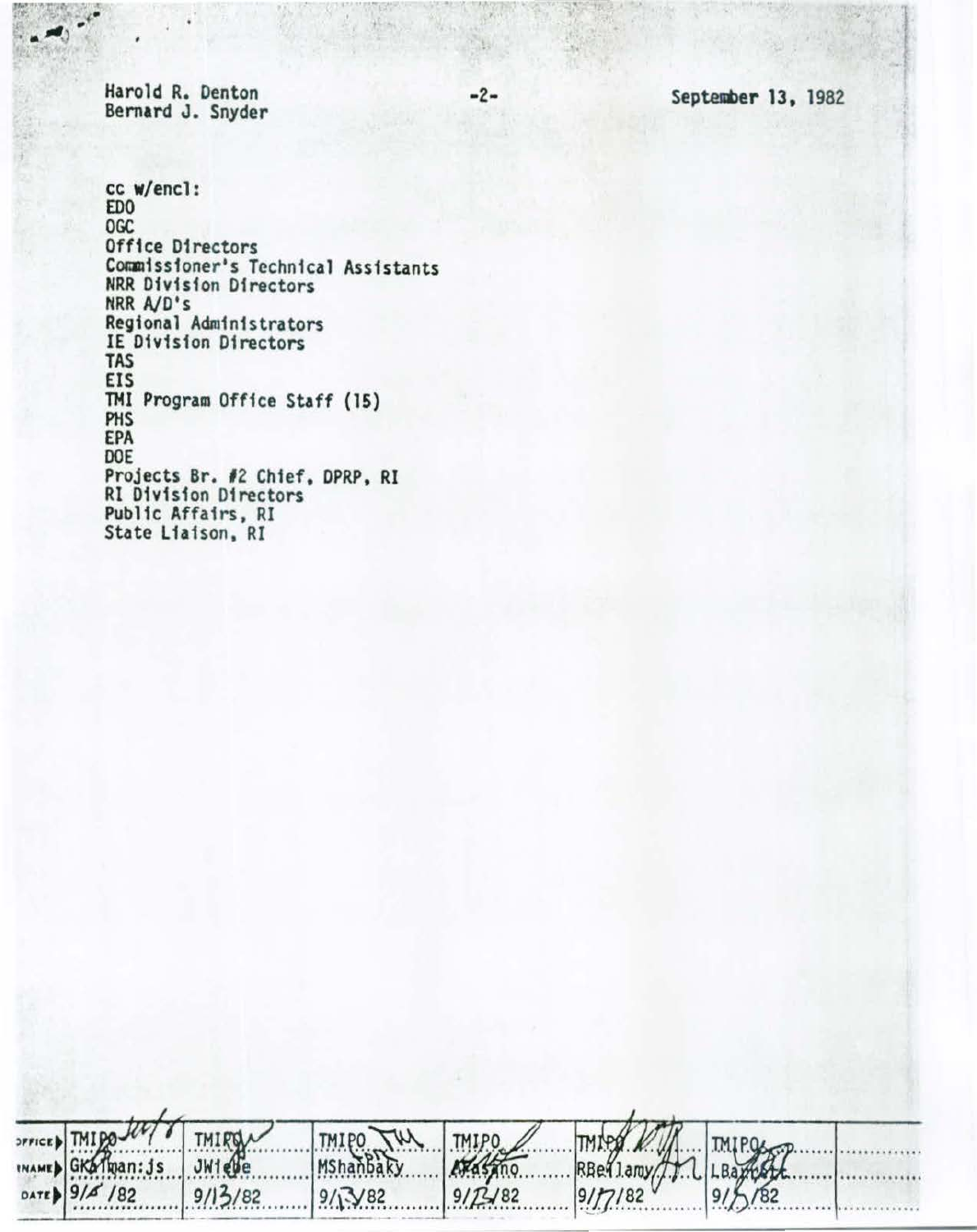Harold R. Denton
Bernard J. Snyder

September 13, 1982

cc w/encl:
EDO
OGC
Office Directors
Commissioner's Technical Assistants
NRR Division Directors
NRR A/D's
Regional Administrators
IE Division Directors
TAS
EIS
TMI Program Office Staff (15)
PHS
EPA
DOE
Projects Br. #2 Chief, DPRP, RI
RI Division Directors
Public Affairs, RI
State Liaison, RI

| OFFICE | TMIPO | TMIPO | TMIPO | TMIPO | TMIPO | TMIPO | |
|---|---|---|---|---|---|---|---|
| SURNAME | GKalman:js | JWiebe | MShanbaky | AFasano | RBellamy | LBarrett | |
| DATE | 9/15/82 | 9/13/82 | 9/13/82 | 9/13/82 | 9/17/82 | 9/15/82 | |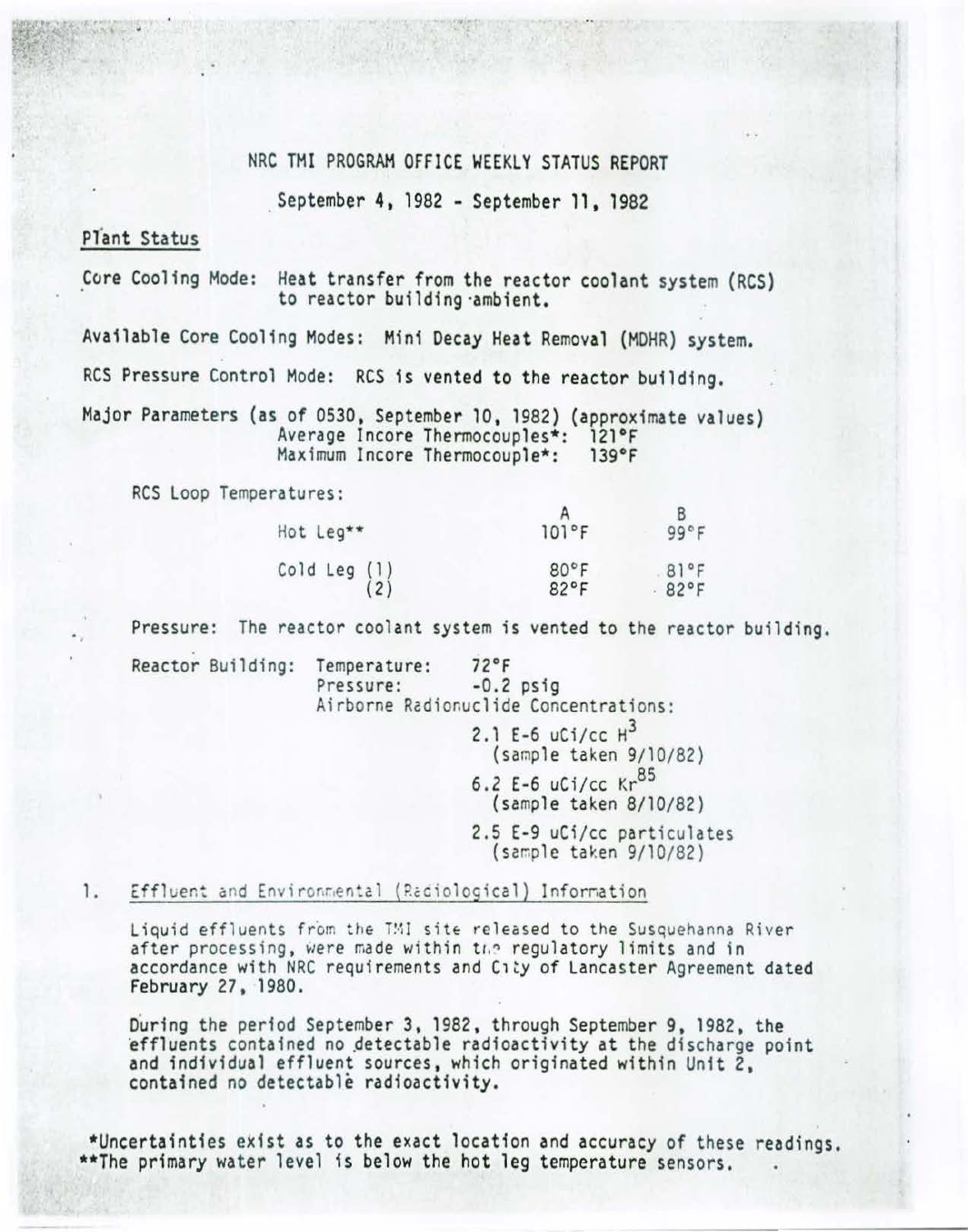# NRC TMI PROGRAM OFFICE WEEKLY STATUS REPORT

September 4, 1982 - September 11, 1982

## Plant Status

Core Cooling Mode: Heat transfer from the reactor coolant system (RCS) to reactor building ambient.

Available Core Cooling Modes: Mini Decay Heat Removal (MDHR) system.

RCS Pressure Control Mode: RCS is vented to the reactor building.

Major Parameters (as of 0530, September 10, 1982) (approximate values)
Average Incore Thermocouples*: 121°F
Maximum Incore Thermocouple*: 139°F

RCS Loop Temperatures:

| | A | B |
|---|---|---|
| Hot Leg** | 101°F | 99°F |
| Cold Leg (1) | 80°F | 81°F |
| (2) | 82°F | 82°F |

Pressure: The reactor coolant system is vented to the reactor building.

Reactor Building: Temperature: 72°F
Pressure: -0.2 psig
Airborne Radionuclide Concentrations:

2.1 E-6 uCi/cc $H^3$
(sample taken 9/10/82)

6.2 E-6 uCi/cc $Kr^{85}$
(sample taken 8/10/82)

2.5 E-9 uCi/cc particulates
(sample taken 9/10/82)

## 1. Effluent and Environmental (Radiological) Information

Liquid effluents from the TMI site released to the Susquehanna River after processing, were made within the regulatory limits and in accordance with NRC requirements and City of Lancaster Agreement dated February 27, 1980.

During the period September 3, 1982, through September 9, 1982, the effluents contained no detectable radioactivity at the discharge point and individual effluent sources, which originated within Unit 2, contained no detectable radioactivity.

*Uncertainties exist as to the exact location and accuracy of these readings.
**The primary water level is below the hot leg temperature sensors.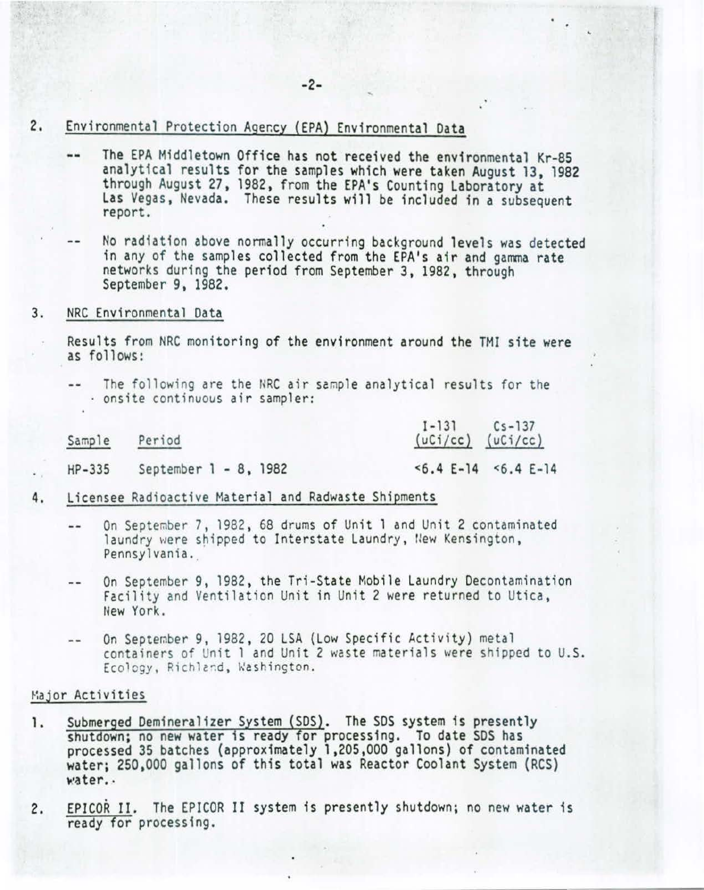2. Environmental Protection Agency (EPA) Environmental Data

-- The EPA Middletown Office has not received the environmental Kr-85 analytical results for the samples which were taken August 13, 1982 through August 27, 1982, from the EPA's Counting Laboratory at Las Vegas, Nevada. These results will be included in a subsequent report.

-- No radiation above normally occurring background levels was detected in any of the samples collected from the EPA's air and gamma rate networks during the period from September 3, 1982, through September 9, 1982.

3. NRC Environmental Data

Results from NRC monitoring of the environment around the TMI site were as follows:

-- The following are the NRC air sample analytical results for the onsite continuous air sampler:

| Sample | Period | I-131 (uCi/cc) | Cs-137 (uCi/cc) |
|---|---|---|---|
| HP-335 | September 1 - 8, 1982 | <6.4 E-14 | <6.4 E-14 |

4. Licensee Radioactive Material and Radwaste Shipments

-- On September 7, 1982, 68 drums of Unit 1 and Unit 2 contaminated laundry were shipped to Interstate Laundry, New Kensington, Pennsylvania.

-- On September 9, 1982, the Tri-State Mobile Laundry Decontamination Facility and Ventilation Unit in Unit 2 were returned to Utica, New York.

-- On September 9, 1982, 20 LSA (Low Specific Activity) metal containers of Unit 1 and Unit 2 waste materials were shipped to U.S. Ecology, Richland, Washington.

Major Activities

1. Submerged Demineralizer System (SDS). The SDS system is presently shutdown; no new water is ready for processing. To date SDS has processed 35 batches (approximately 1,205,000 gallons) of contaminated water; 250,000 gallons of this total was Reactor Coolant System (RCS) water.

2. EPICOR II. The EPICOR II system is presently shutdown; no new water is ready for processing.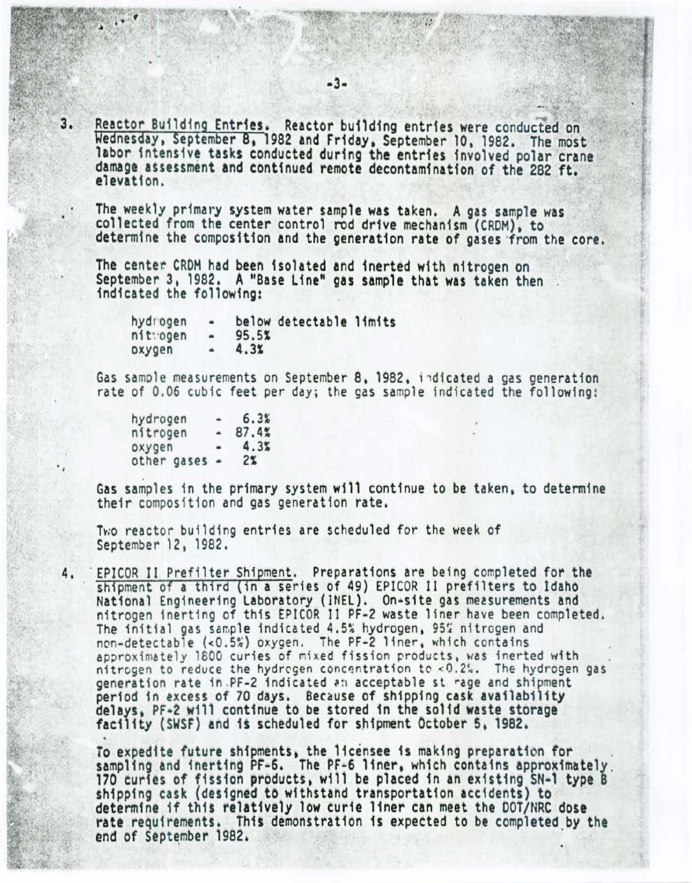3. Reactor Building Entries. Reactor building entries were conducted on Wednesday, September 8, 1982 and Friday, September 10, 1982. The most labor intensive tasks conducted during the entries involved polar crane damage assessment and continued remote decontamination of the 282 ft. elevation.

   The weekly primary system water sample was taken. A gas sample was collected from the center control rod drive mechanism (CRDM), to determine the composition and the generation rate of gases from the core.

   The center CRDM had been isolated and inerted with nitrogen on September 3, 1982. A "Base Line" gas sample that was taken then indicated the following:

   | | | |
   |---|---|---|
   | hydrogen | - | below detectable limits |
   | nitrogen | - | 95.5% |
   | oxygen | - | 4.3% |

   Gas sample measurements on September 8, 1982, indicated a gas generation rate of 0.06 cubic feet per day; the gas sample indicated the following:

   | | | |
   |---|---|---|
   | hydrogen | - | 6.3% |
   | nitrogen | - | 87.4% |
   | oxygen | - | 4.3% |
   | other gases | - | 2% |

   Gas samples in the primary system will continue to be taken, to determine their composition and gas generation rate.

   Two reactor building entries are scheduled for the week of September 12, 1982.

4. EPICOR II Prefilter Shipment. Preparations are being completed for the shipment of a third (in a series of 49) EPICOR II prefilters to Idaho National Engineering Laboratory (INEL). On-site gas measurements and nitrogen inerting of this EPICOR II PF-2 waste liner have been completed. The initial gas sample indicated 4.5% hydrogen, 95% nitrogen and non-detectable (<0.5%) oxygen. The PF-2 liner, which contains approximately 1800 curies of mixed fission products, was inerted with nitrogen to reduce the hydrogen concentration to <0.2%. The hydrogen gas generation rate in PF-2 indicated an acceptable storage and shipment period in excess of 70 days. Because of shipping cask availability delays, PF-2 will continue to be stored in the solid waste storage facility (SWSF) and is scheduled for shipment October 5, 1982.

   To expedite future shipments, the licensee is making preparation for sampling and inerting PF-6. The PF-6 liner, which contains approximately 170 curies of fission products, will be placed in an existing SN-1 type B shipping cask (designed to withstand transportation accidents) to determine if this relatively low curie liner can meet the DOT/NRC dose rate requirements. This demonstration is expected to be completed by the end of September 1982.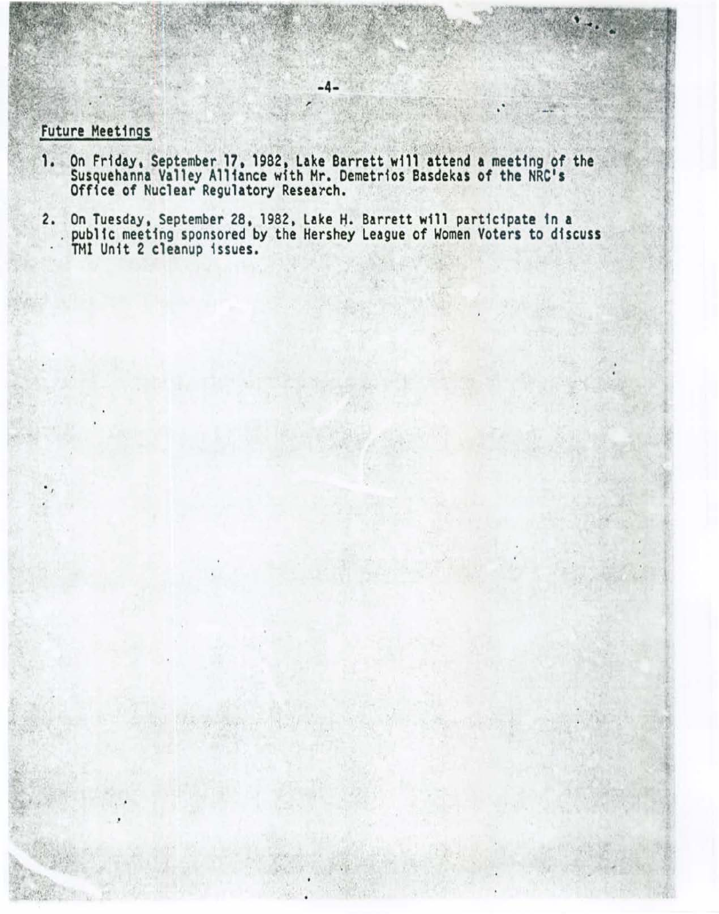## Future Meetings

1. On Friday, September 17, 1982, Lake Barrett will attend a meeting of the Susquehanna Valley Alliance with Mr. Demetrios Basdekas of the NRC's Office of Nuclear Regulatory Research.

2. On Tuesday, September 28, 1982, Lake H. Barrett will participate in a public meeting sponsored by the Hershey League of Women Voters to discuss TMI Unit 2 cleanup issues.